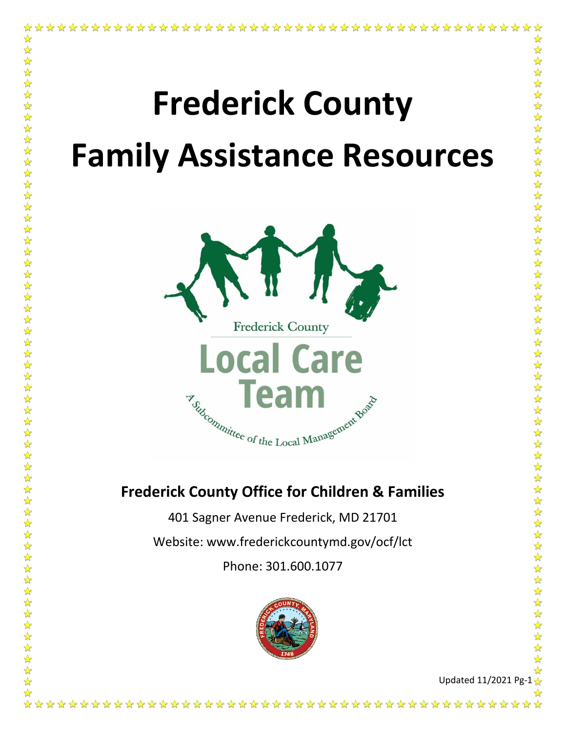# Frederick County Family Assistance Resources

Frederick County

Local Care Team

A Subcommittee of the Local Management Board

## Frederick County Office for Children & Families

401 Sagner Avenue Frederick, MD 21701

Website: www.frederickcountymd.gov/ocf/lct

Phone: 301.600.1077

Updated 11/2021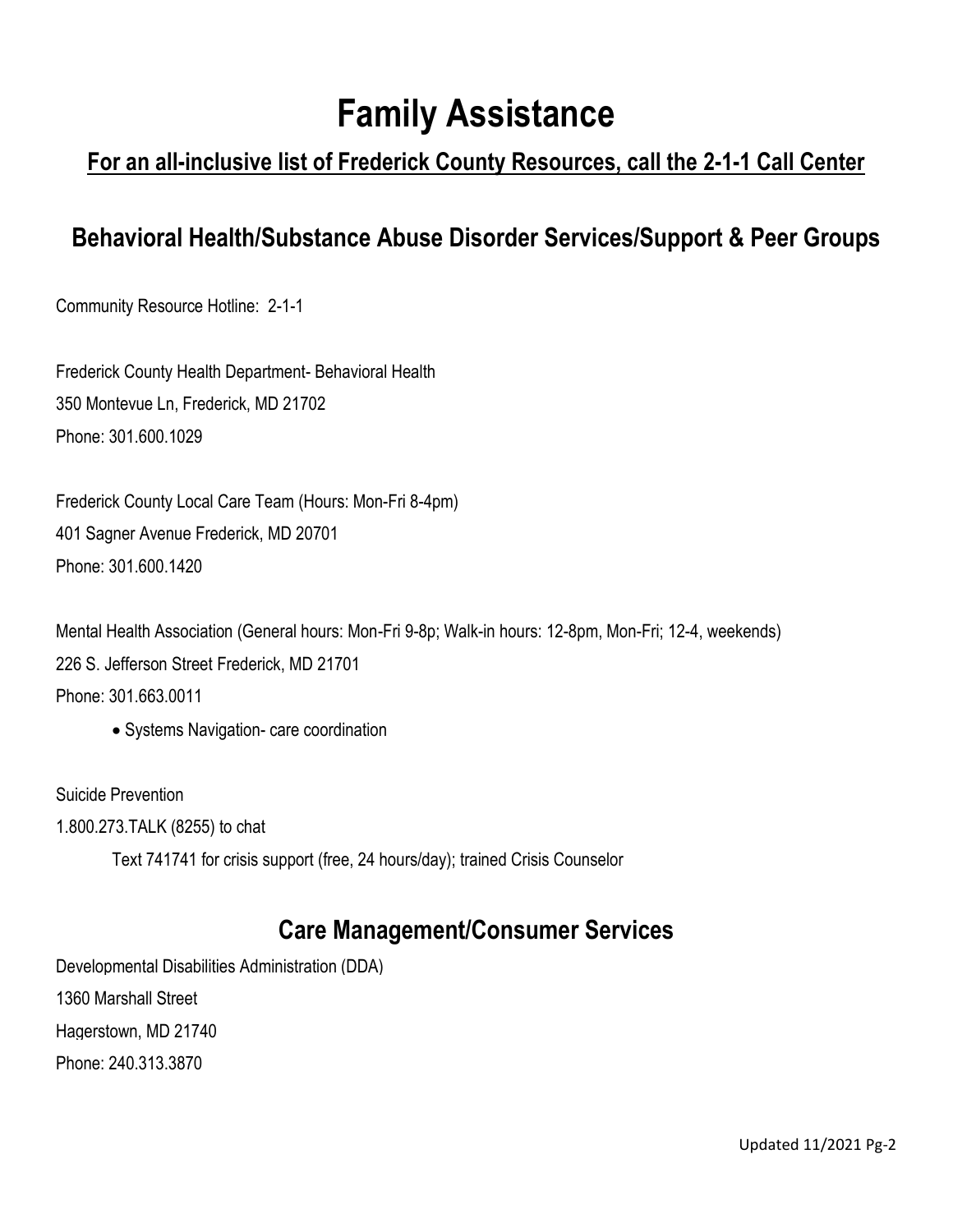# Family Assistance

## For an all-inclusive list of Frederick County Resources, call the 2-1-1 Call Center

## Behavioral Health/Substance Abuse Disorder Services/Support & Peer Groups

Community Resource Hotline: 2-1-1

Frederick County Health Department- Behavioral Health
350 Montevue Ln, Frederick, MD 21702
Phone: 301.600.1029

Frederick County Local Care Team (Hours: Mon-Fri 8-4pm)
401 Sagner Avenue Frederick, MD 20701
Phone: 301.600.1420

Mental Health Association (General hours: Mon-Fri 9-8p; Walk-in hours: 12-8pm, Mon-Fri; 12-4, weekends)
226 S. Jefferson Street Frederick, MD 21701
Phone: 301.663.0011

- Systems Navigation- care coordination

Suicide Prevention
1.800.273.TALK (8255) to chat

Text 741741 for crisis support (free, 24 hours/day); trained Crisis Counselor

## Care Management/Consumer Services

Developmental Disabilities Administration (DDA)
1360 Marshall Street
Hagerstown, MD 21740
Phone: 240.313.3870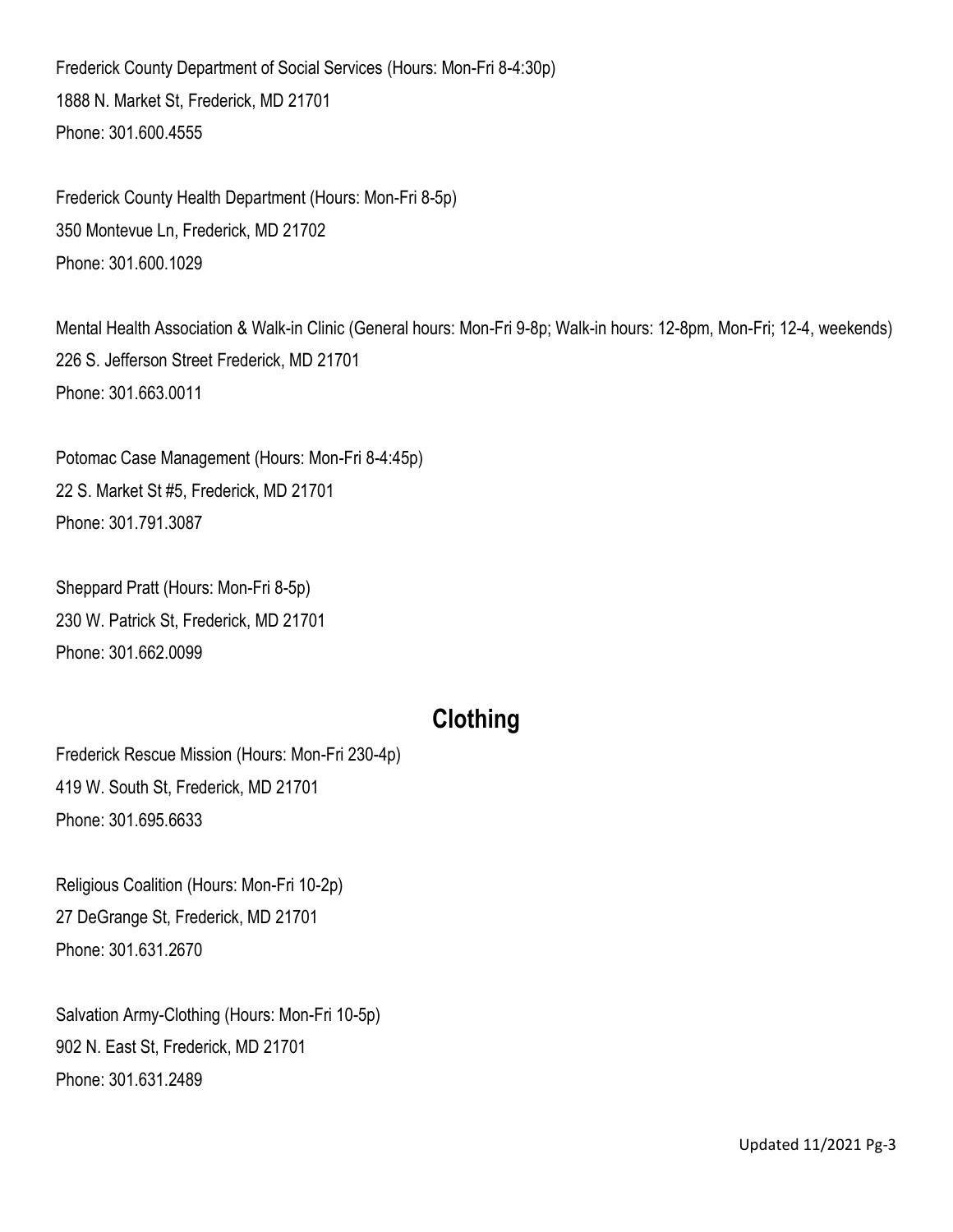Frederick County Department of Social Services (Hours: Mon-Fri 8-4:30p)
1888 N. Market St, Frederick, MD 21701
Phone: 301.600.4555

Frederick County Health Department (Hours: Mon-Fri 8-5p)
350 Montevue Ln, Frederick, MD 21702
Phone: 301.600.1029

Mental Health Association & Walk-in Clinic (General hours: Mon-Fri 9-8p; Walk-in hours: 12-8pm, Mon-Fri; 12-4, weekends)
226 S. Jefferson Street Frederick, MD 21701
Phone: 301.663.0011

Potomac Case Management (Hours: Mon-Fri 8-4:45p)
22 S. Market St #5, Frederick, MD 21701
Phone: 301.791.3087

Sheppard Pratt (Hours: Mon-Fri 8-5p)
230 W. Patrick St, Frederick, MD 21701
Phone: 301.662.0099

## Clothing

Frederick Rescue Mission (Hours: Mon-Fri 230-4p)
419 W. South St, Frederick, MD 21701
Phone: 301.695.6633

Religious Coalition (Hours: Mon-Fri 10-2p)
27 DeGrange St, Frederick, MD 21701
Phone: 301.631.2670

Salvation Army-Clothing (Hours: Mon-Fri 10-5p)
902 N. East St, Frederick, MD 21701
Phone: 301.631.2489

Updated 11/2021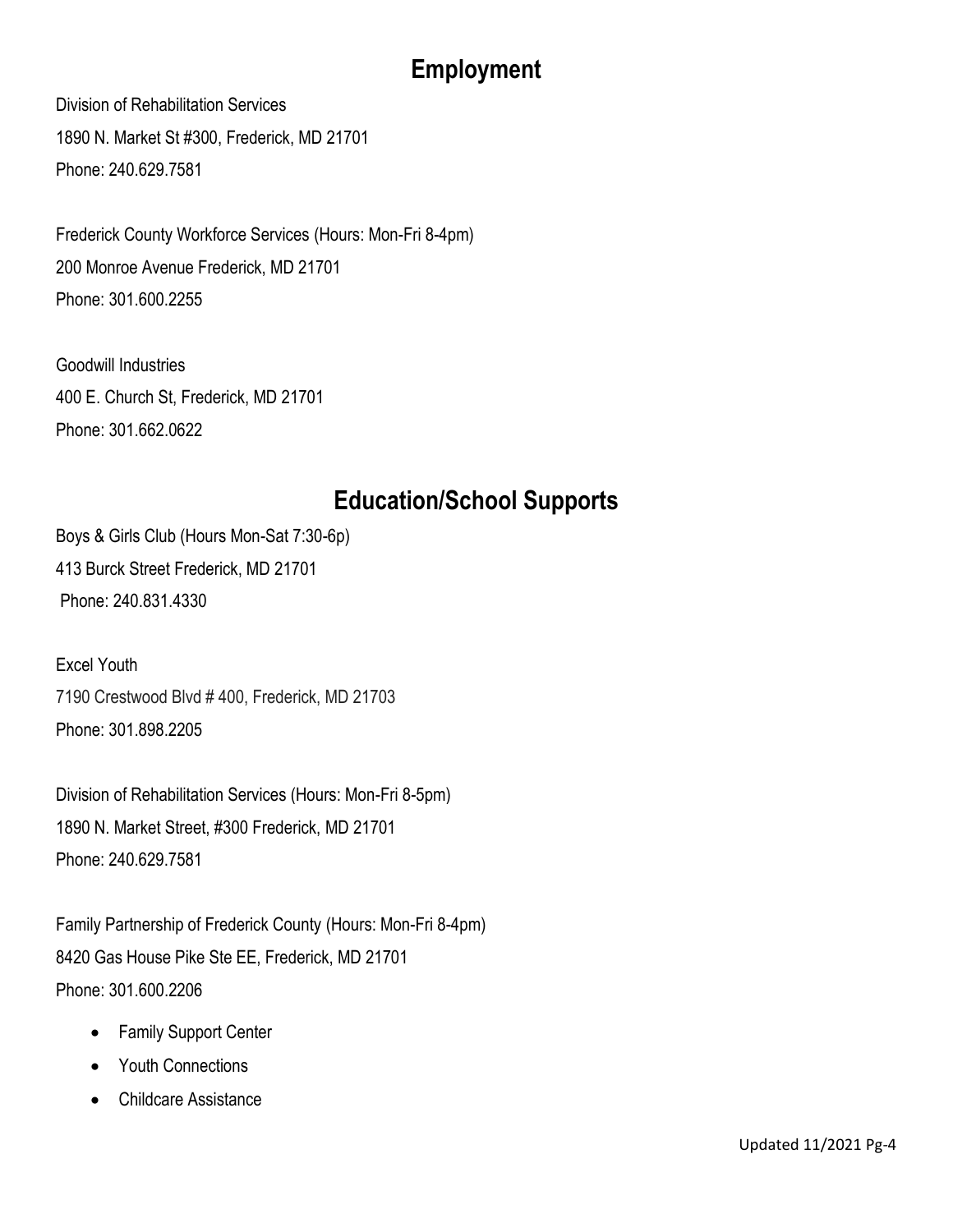## Employment

Division of Rehabilitation Services
1890 N. Market St #300, Frederick, MD 21701
Phone: 240.629.7581

Frederick County Workforce Services (Hours: Mon-Fri 8-4pm)
200 Monroe Avenue Frederick, MD 21701
Phone: 301.600.2255

Goodwill Industries
400 E. Church St, Frederick, MD 21701
Phone: 301.662.0622

## Education/School Supports

Boys & Girls Club (Hours Mon-Sat 7:30-6p)
413 Burck Street Frederick, MD 21701
Phone: 240.831.4330

Excel Youth
7190 Crestwood Blvd # 400, Frederick, MD 21703
Phone: 301.898.2205

Division of Rehabilitation Services (Hours: Mon-Fri 8-5pm)
1890 N. Market Street, #300 Frederick, MD 21701
Phone: 240.629.7581

Family Partnership of Frederick County (Hours: Mon-Fri 8-4pm)
8420 Gas House Pike Ste EE, Frederick, MD 21701
Phone: 301.600.2206

- Family Support Center
- Youth Connections
- Childcare Assistance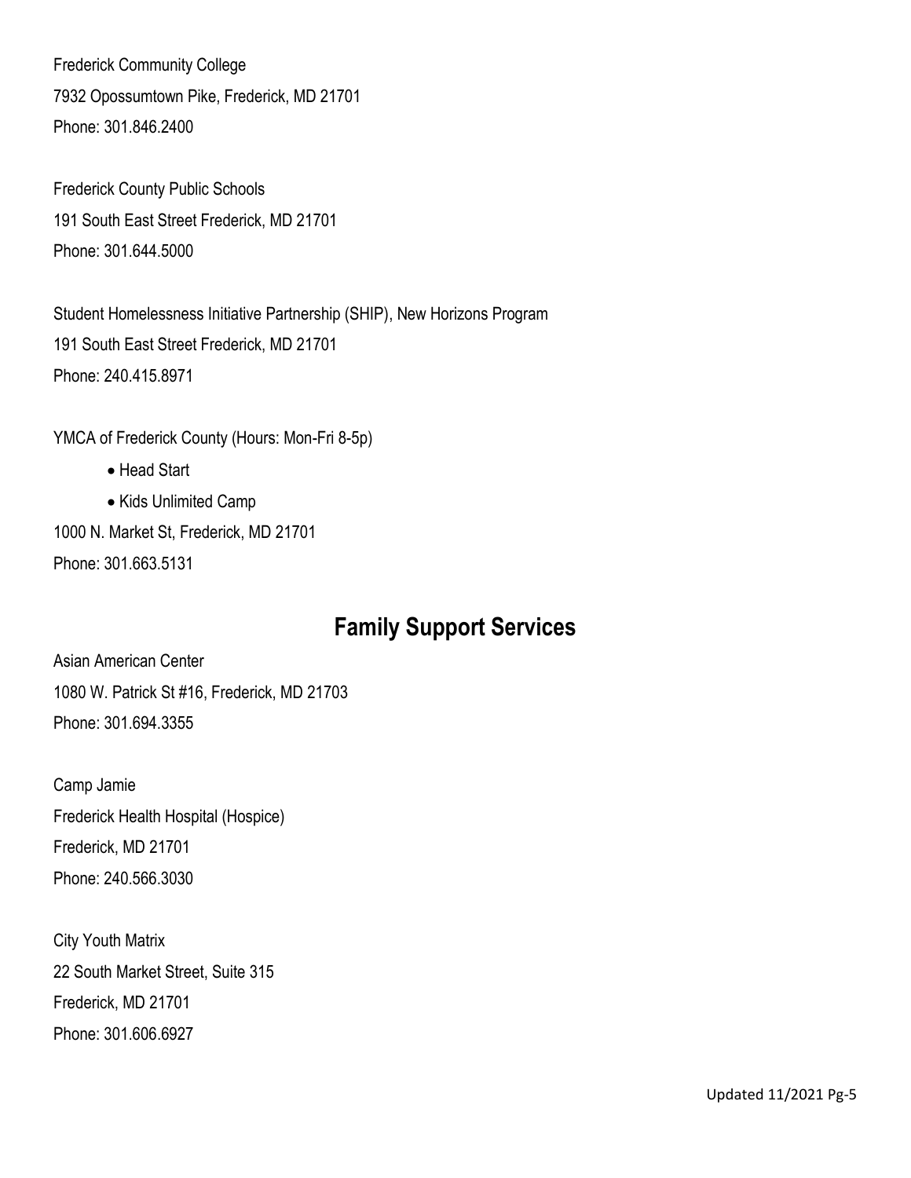Frederick Community College
7932 Opossumtown Pike, Frederick, MD 21701
Phone: 301.846.2400

Frederick County Public Schools
191 South East Street Frederick, MD 21701
Phone: 301.644.5000

Student Homelessness Initiative Partnership (SHIP), New Horizons Program
191 South East Street Frederick, MD 21701
Phone: 240.415.8971

YMCA of Frederick County (Hours: Mon-Fri 8-5p)

- Head Start
- Kids Unlimited Camp

1000 N. Market St, Frederick, MD 21701
Phone: 301.663.5131

## Family Support Services

Asian American Center
1080 W. Patrick St #16, Frederick, MD 21703
Phone: 301.694.3355

Camp Jamie
Frederick Health Hospital (Hospice)
Frederick, MD 21701
Phone: 240.566.3030

City Youth Matrix
22 South Market Street, Suite 315
Frederick, MD 21701
Phone: 301.606.6927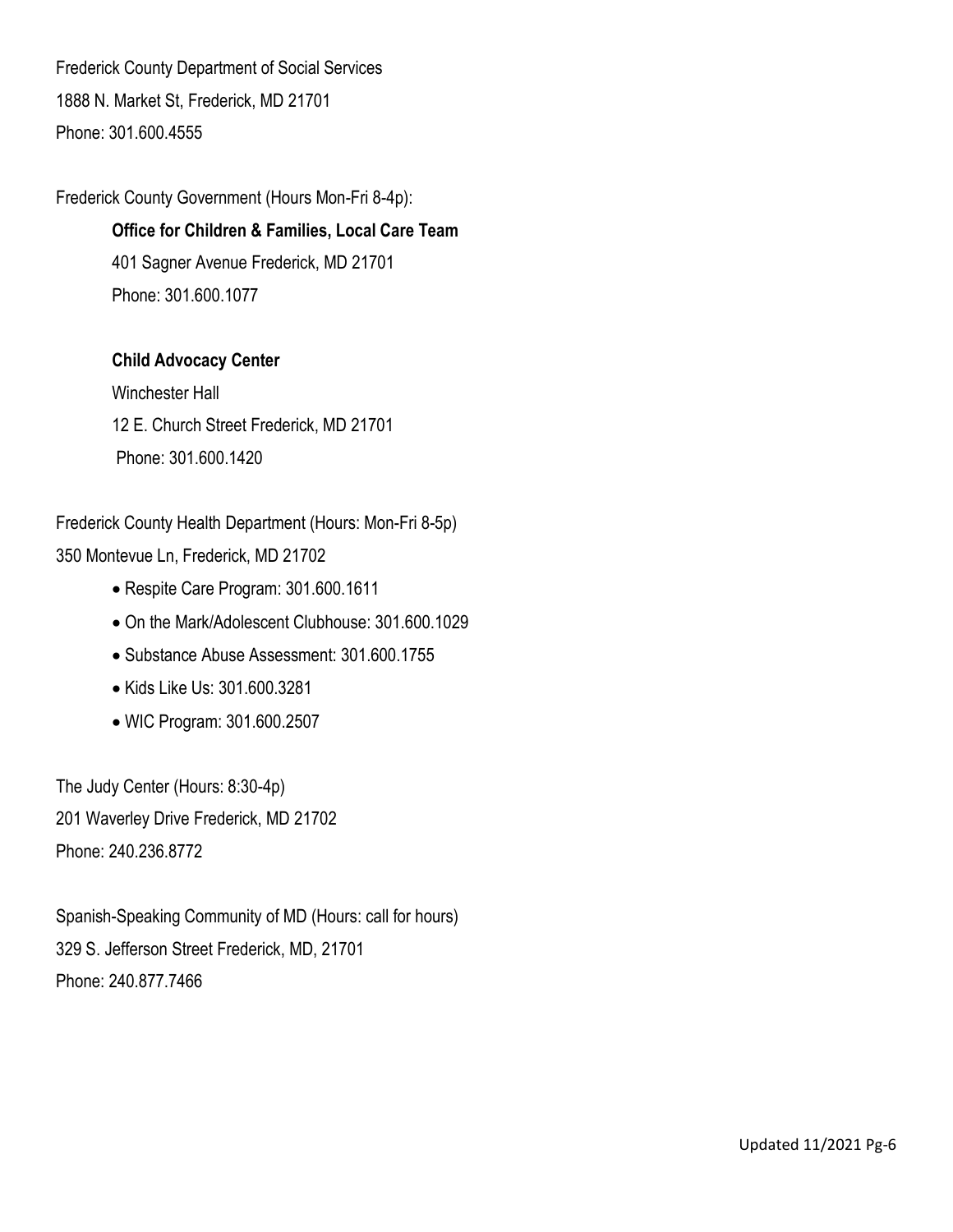Frederick County Department of Social Services
1888 N. Market St, Frederick, MD 21701
Phone: 301.600.4555

Frederick County Government (Hours Mon-Fri 8-4p):

**Office for Children & Families, Local Care Team**
401 Sagner Avenue Frederick, MD 21701
Phone: 301.600.1077

**Child Advocacy Center**
Winchester Hall
12 E. Church Street Frederick, MD 21701
Phone: 301.600.1420

Frederick County Health Department (Hours: Mon-Fri 8-5p)
350 Montevue Ln, Frederick, MD 21702

- Respite Care Program: 301.600.1611
- On the Mark/Adolescent Clubhouse: 301.600.1029
- Substance Abuse Assessment: 301.600.1755
- Kids Like Us: 301.600.3281
- WIC Program: 301.600.2507

The Judy Center (Hours: 8:30-4p)
201 Waverley Drive Frederick, MD 21702
Phone: 240.236.8772

Spanish-Speaking Community of MD (Hours: call for hours)
329 S. Jefferson Street Frederick, MD, 21701
Phone: 240.877.7466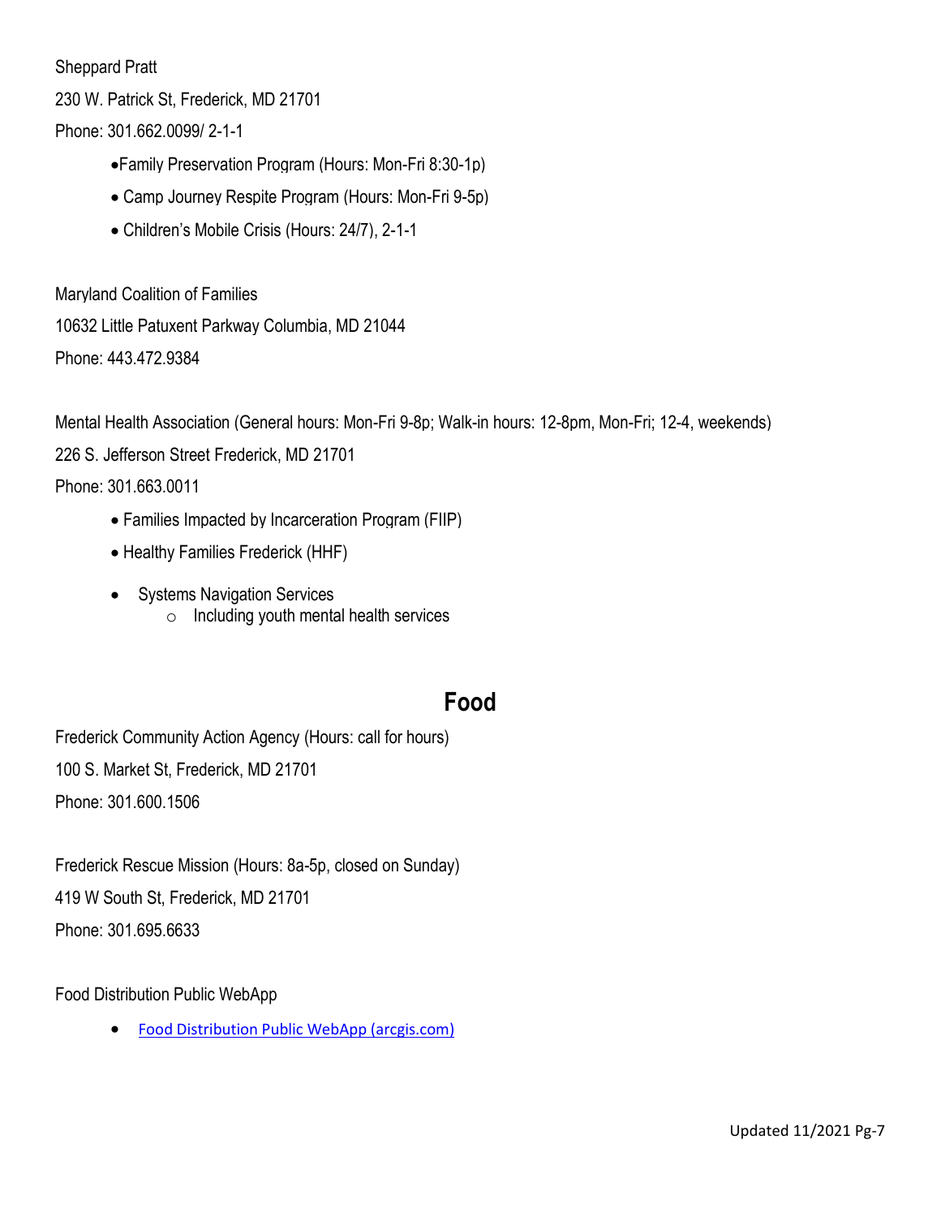Sheppard Pratt

230 W. Patrick St, Frederick, MD 21701

Phone: 301.662.0099/ 2-1-1

- Family Preservation Program (Hours: Mon-Fri 8:30-1p)
- Camp Journey Respite Program (Hours: Mon-Fri 9-5p)
- Children's Mobile Crisis (Hours: 24/7), 2-1-1

Maryland Coalition of Families

10632 Little Patuxent Parkway Columbia, MD 21044

Phone: 443.472.9384

Mental Health Association (General hours: Mon-Fri 9-8p; Walk-in hours: 12-8pm, Mon-Fri; 12-4, weekends)

226 S. Jefferson Street Frederick, MD 21701

Phone: 301.663.0011

- Families Impacted by Incarceration Program (FIIP)
- Healthy Families Frederick (HHF)
- Systems Navigation Services
  - Including youth mental health services

## Food

Frederick Community Action Agency (Hours: call for hours)

100 S. Market St, Frederick, MD 21701

Phone: 301.600.1506

Frederick Rescue Mission (Hours: 8a-5p, closed on Sunday)

419 W South St, Frederick, MD 21701

Phone: 301.695.6633

Food Distribution Public WebApp

- Food Distribution Public WebApp (arcgis.com)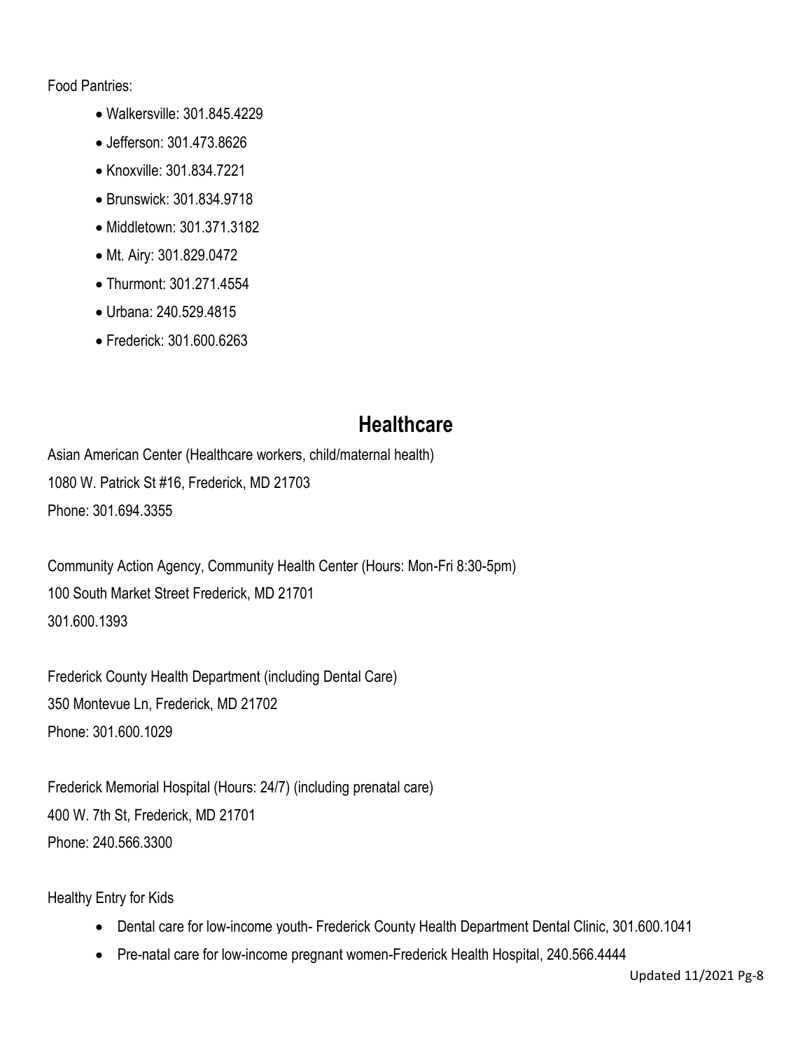Food Pantries:

- Walkersville: 301.845.4229
- Jefferson: 301.473.8626
- Knoxville: 301.834.7221
- Brunswick: 301.834.9718
- Middletown: 301.371.3182
- Mt. Airy: 301.829.0472
- Thurmont: 301.271.4554
- Urbana: 240.529.4815
- Frederick: 301.600.6263

## Healthcare

Asian American Center (Healthcare workers, child/maternal health)
1080 W. Patrick St #16, Frederick, MD 21703
Phone: 301.694.3355

Community Action Agency, Community Health Center (Hours: Mon-Fri 8:30-5pm)
100 South Market Street Frederick, MD 21701
301.600.1393

Frederick County Health Department (including Dental Care)
350 Montevue Ln, Frederick, MD 21702
Phone: 301.600.1029

Frederick Memorial Hospital (Hours: 24/7) (including prenatal care)
400 W. 7th St, Frederick, MD 21701
Phone: 240.566.3300

Healthy Entry for Kids

- Dental care for low-income youth- Frederick County Health Department Dental Clinic, 301.600.1041
- Pre-natal care for low-income pregnant women-Frederick Health Hospital, 240.566.4444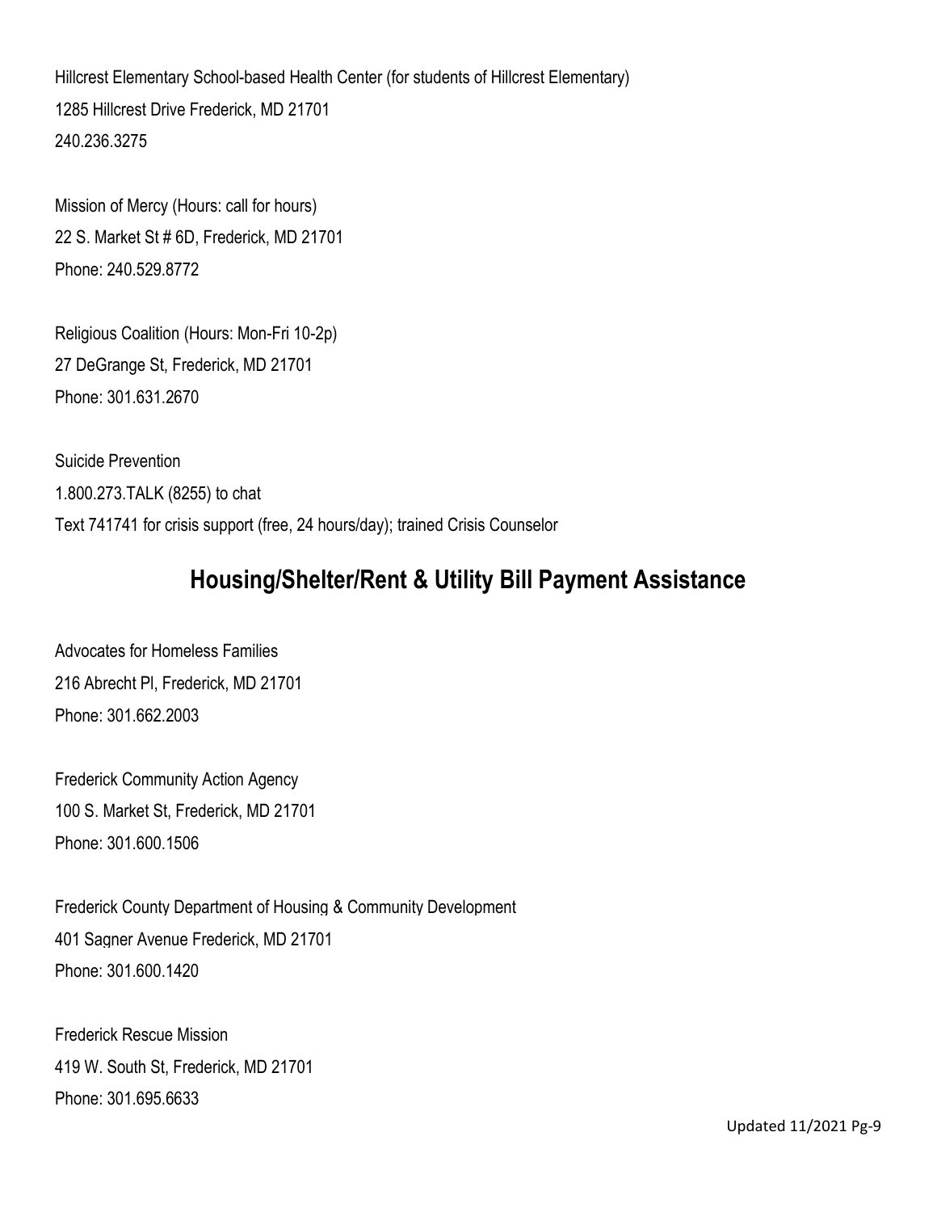Hillcrest Elementary School-based Health Center (for students of Hillcrest Elementary)
1285 Hillcrest Drive Frederick, MD 21701
240.236.3275

Mission of Mercy (Hours: call for hours)
22 S. Market St # 6D, Frederick, MD 21701
Phone: 240.529.8772

Religious Coalition (Hours: Mon-Fri 10-2p)
27 DeGrange St, Frederick, MD 21701
Phone: 301.631.2670

Suicide Prevention
1.800.273.TALK (8255) to chat
Text 741741 for crisis support (free, 24 hours/day); trained Crisis Counselor

## Housing/Shelter/Rent & Utility Bill Payment Assistance

Advocates for Homeless Families
216 Abrecht Pl, Frederick, MD 21701
Phone: 301.662.2003

Frederick Community Action Agency
100 S. Market St, Frederick, MD 21701
Phone: 301.600.1506

Frederick County Department of Housing & Community Development
401 Sagner Avenue Frederick, MD 21701
Phone: 301.600.1420

Frederick Rescue Mission
419 W. South St, Frederick, MD 21701
Phone: 301.695.6633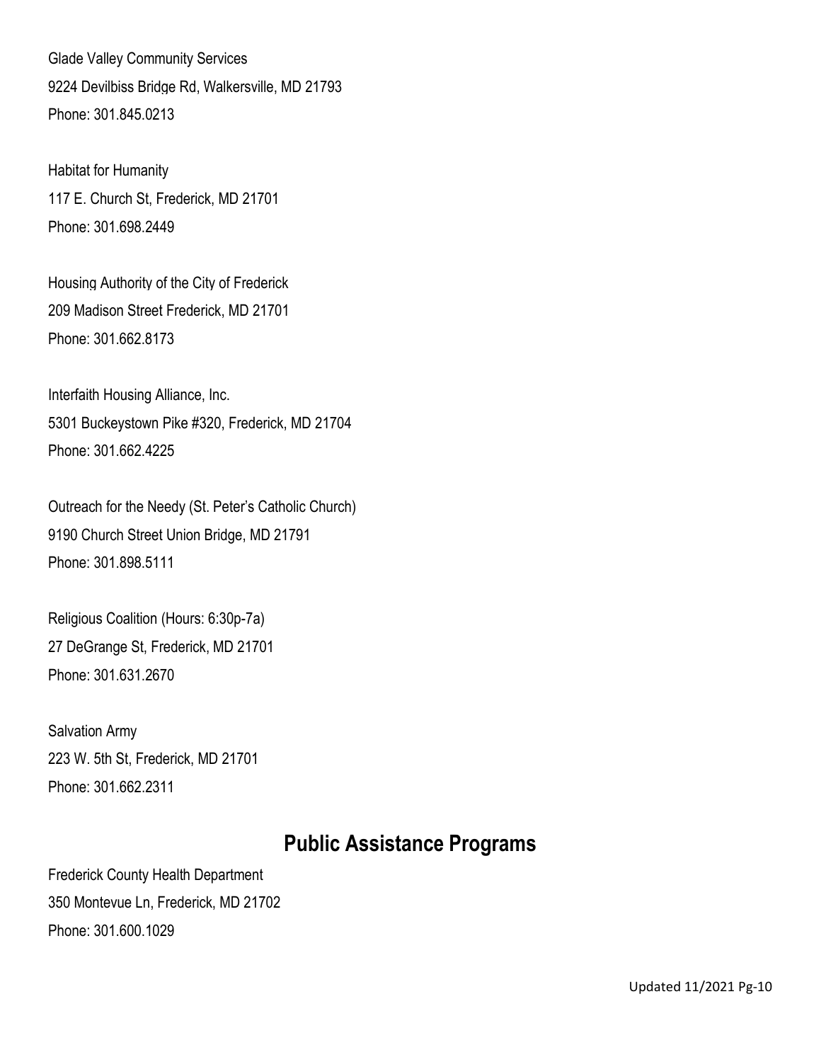Glade Valley Community Services
9224 Devilbiss Bridge Rd, Walkersville, MD 21793
Phone: 301.845.0213

Habitat for Humanity
117 E. Church St, Frederick, MD 21701
Phone: 301.698.2449

Housing Authority of the City of Frederick
209 Madison Street Frederick, MD 21701
Phone: 301.662.8173

Interfaith Housing Alliance, Inc.
5301 Buckeystown Pike #320, Frederick, MD 21704
Phone: 301.662.4225

Outreach for the Needy (St. Peter's Catholic Church)
9190 Church Street Union Bridge, MD 21791
Phone: 301.898.5111

Religious Coalition (Hours: 6:30p-7a)
27 DeGrange St, Frederick, MD 21701
Phone: 301.631.2670

Salvation Army
223 W. 5th St, Frederick, MD 21701
Phone: 301.662.2311

## Public Assistance Programs

Frederick County Health Department
350 Montevue Ln, Frederick, MD 21702
Phone: 301.600.1029

Updated 11/2021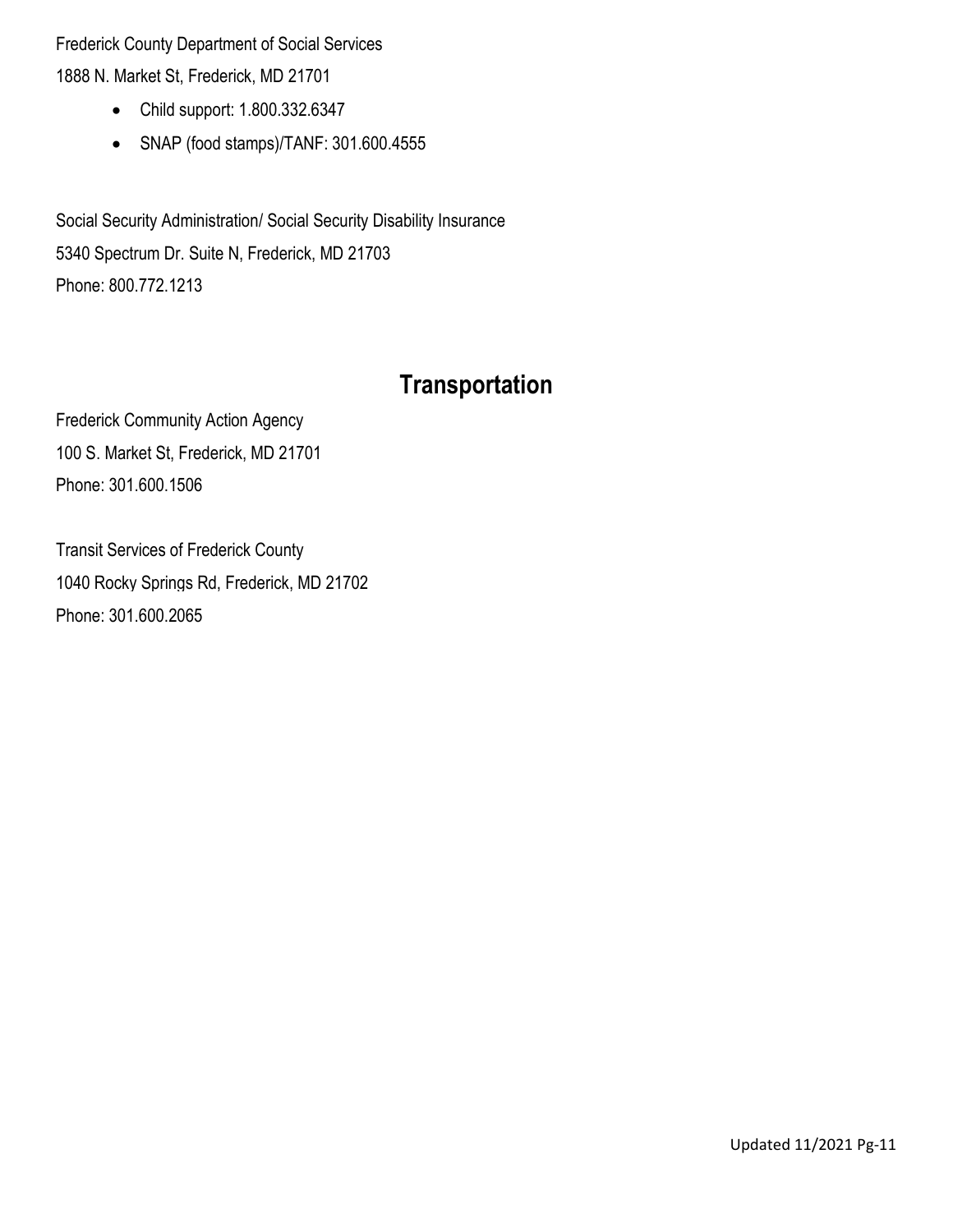Frederick County Department of Social Services
1888 N. Market St, Frederick, MD 21701

- Child support: 1.800.332.6347
- SNAP (food stamps)/TANF: 301.600.4555

Social Security Administration/ Social Security Disability Insurance
5340 Spectrum Dr. Suite N, Frederick, MD 21703
Phone: 800.772.1213

## Transportation

Frederick Community Action Agency
100 S. Market St, Frederick, MD 21701
Phone: 301.600.1506

Transit Services of Frederick County
1040 Rocky Springs Rd, Frederick, MD 21702
Phone: 301.600.2065

Updated 11/2021